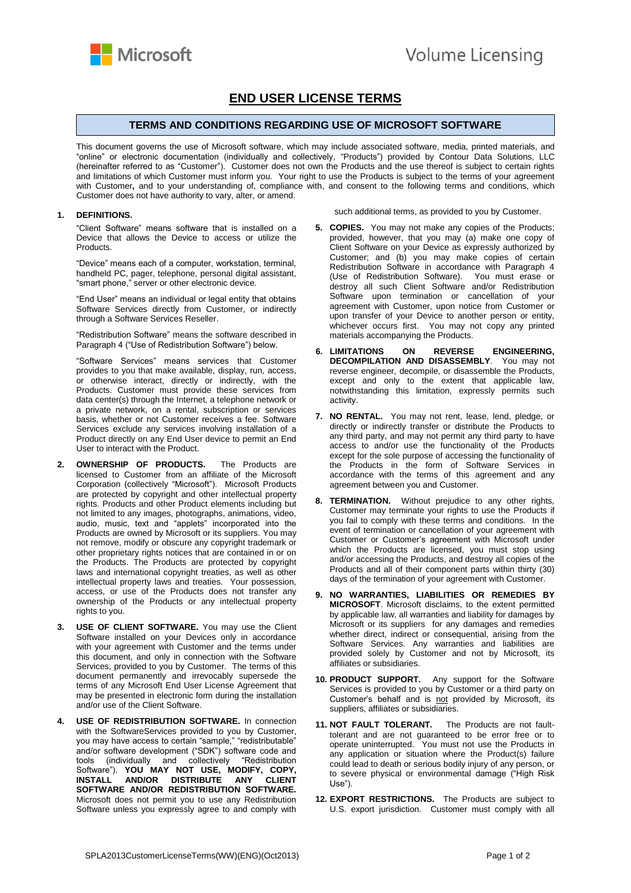Microsoft Volume Licensing

# END USER LICENSE TERMS

## TERMS AND CONDITIONS REGARDING USE OF MICROSOFT SOFTWARE

This document governs the use of Microsoft software, which may include associated software, media, printed materials, and "online" or electronic documentation (individually and collectively, "Products") provided by Contour Data Solutions, LLC (hereinafter referred to as "Customer"). Customer does not own the Products and the use thereof is subject to certain rights and limitations of which Customer must inform you. Your right to use the Products is subject to the terms of your agreement with Customer**,** and to your understanding of, compliance with, and consent to the following terms and conditions, which Customer does not have authority to vary, alter, or amend.

**1. DEFINITIONS.**

"Client Software" means software that is installed on a Device that allows the Device to access or utilize the Products.

"Device" means each of a computer, workstation, terminal, handheld PC, pager, telephone, personal digital assistant, "smart phone," server or other electronic device.

"End User" means an individual or legal entity that obtains Software Services directly from Customer, or indirectly through a Software Services Reseller.

"Redistribution Software" means the software described in Paragraph 4 ("Use of Redistribution Software") below.

"Software Services" means services that Customer provides to you that make available, display, run, access, or otherwise interact, directly or indirectly, with the Products. Customer must provide these services from data center(s) through the Internet, a telephone network or a private network, on a rental, subscription or services basis, whether or not Customer receives a fee. Software Services exclude any services involving installation of a Product directly on any End User device to permit an End User to interact with the Product.

**2. OWNERSHIP OF PRODUCTS.** The Products are licensed to Customer from an affiliate of the Microsoft Corporation (collectively "Microsoft"). Microsoft Products are protected by copyright and other intellectual property rights. Products and other Product elements including but not limited to any images, photographs, animations, video, audio, music, text and "applets" incorporated into the Products are owned by Microsoft or its suppliers. You may not remove, modify or obscure any copyright trademark or other proprietary rights notices that are contained in or on the Products. The Products are protected by copyright laws and international copyright treaties, as well as other intellectual property laws and treaties. Your possession, access, or use of the Products does not transfer any ownership of the Products or any intellectual property rights to you.

**3. USE OF CLIENT SOFTWARE.** You may use the Client Software installed on your Devices only in accordance with your agreement with Customer and the terms under this document, and only in connection with the Software Services, provided to you by Customer. The terms of this document permanently and irrevocably supersede the terms of any Microsoft End User License Agreement that may be presented in electronic form during the installation and/or use of the Client Software.

**4. USE OF REDISTRIBUTION SOFTWARE.** In connection with the SoftwareServices provided to you by Customer, you may have access to certain "sample," "redistributable" and/or software development ("SDK") software code and tools (individually and collectively "Redistribution Software"). **YOU MAY NOT USE, MODIFY, COPY, INSTALL AND/OR DISTRIBUTE ANY CLIENT SOFTWARE AND/OR REDISTRIBUTION SOFTWARE.** Microsoft does not permit you to use any Redistribution Software unless you expressly agree to and comply with such additional terms, as provided to you by Customer.

**5. COPIES.** You may not make any copies of the Products; provided, however, that you may (a) make one copy of Client Software on your Device as expressly authorized by Customer; and (b) you may make copies of certain Redistribution Software in accordance with Paragraph 4 (Use of Redistribution Software). You must erase or destroy all such Client Software and/or Redistribution Software upon termination or cancellation of your agreement with Customer, upon notice from Customer or upon transfer of your Device to another person or entity, whichever occurs first. You may not copy any printed materials accompanying the Products.

**6. LIMITATIONS ON REVERSE ENGINEERING, DECOMPILATION AND DISASSEMBLY**. You may not reverse engineer, decompile, or disassemble the Products, except and only to the extent that applicable law, notwithstanding this limitation, expressly permits such activity.

**7. NO RENTAL.** You may not rent, lease, lend, pledge, or directly or indirectly transfer or distribute the Products to any third party, and may not permit any third party to have access to and/or use the functionality of the Products except for the sole purpose of accessing the functionality of the Products in the form of Software Services in accordance with the terms of this agreement and any agreement between you and Customer.

**8. TERMINATION.** Without prejudice to any other rights, Customer may terminate your rights to use the Products if you fail to comply with these terms and conditions. In the event of termination or cancellation of your agreement with Customer or Customer's agreement with Microsoft under which the Products are licensed, you must stop using and/or accessing the Products, and destroy all copies of the Products and all of their component parts within thirty (30) days of the termination of your agreement with Customer.

**9. NO WARRANTIES, LIABILITIES OR REMEDIES BY MICROSOFT**. Microsoft disclaims, to the extent permitted by applicable law, all warranties and liability for damages by Microsoft or its suppliers for any damages and remedies whether direct, indirect or consequential, arising from the Software Services. Any warranties and liabilities are provided solely by Customer and not by Microsoft, its affiliates or subsidiaries.

**10. PRODUCT SUPPORT.** Any support for the Software Services is provided to you by Customer or a third party on Customer's behalf and is not provided by Microsoft, its suppliers, affiliates or subsidiaries.

**11. NOT FAULT TOLERANT.** The Products are not fault-tolerant and are not guaranteed to be error free or to operate uninterrupted. You must not use the Products in any application or situation where the Product(s) failure could lead to death or serious bodily injury of any person, or to severe physical or environmental damage ("High Risk Use").

**12. EXPORT RESTRICTIONS.** The Products are subject to U.S. export jurisdiction. Customer must comply with all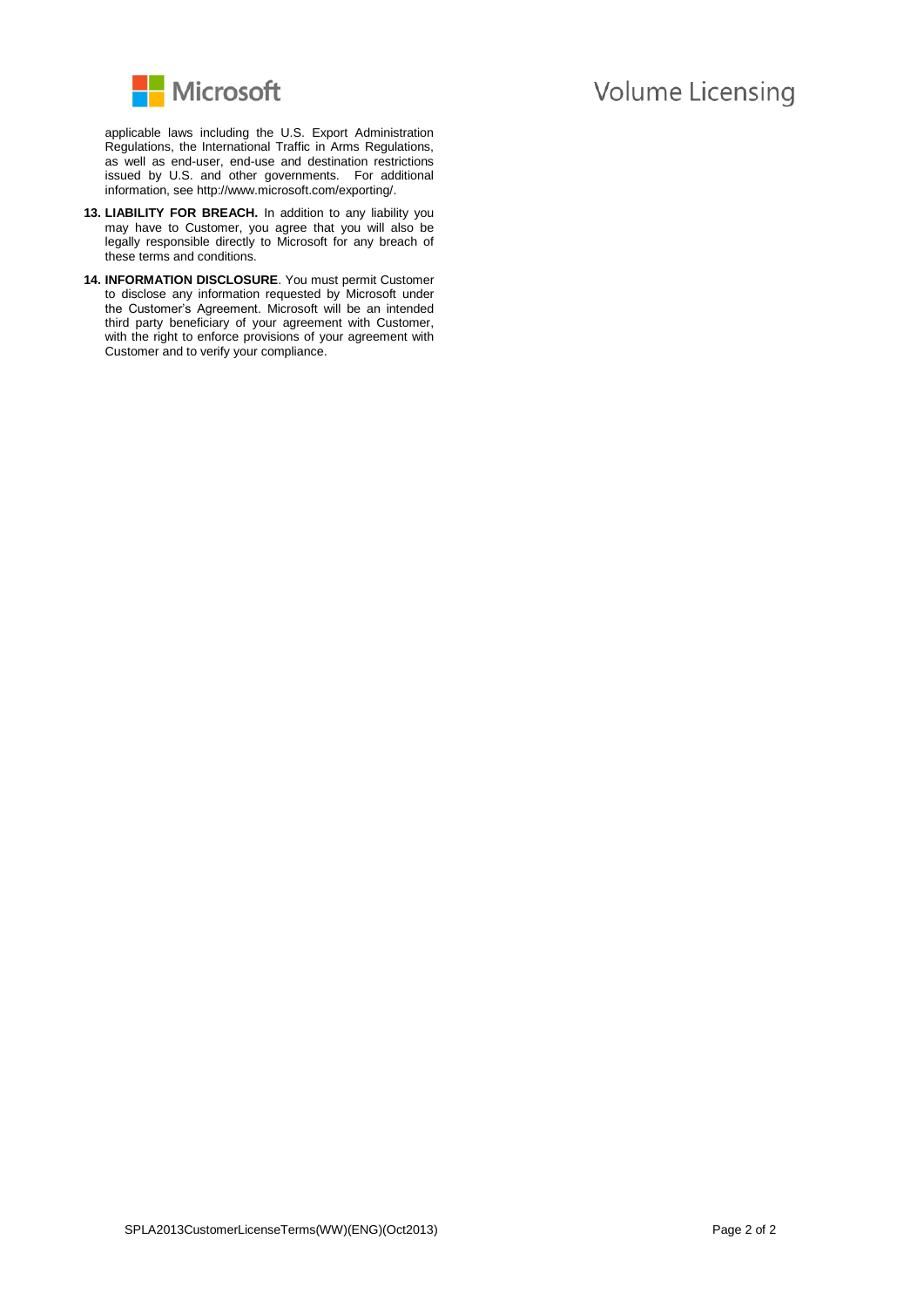applicable laws including the U.S. Export Administration Regulations, the International Traffic in Arms Regulations, as well as end-user, end-use and destination restrictions issued by U.S. and other governments. For additional information, see http://www.microsoft.com/exporting/.

13. **LIABILITY FOR BREACH.** In addition to any liability you may have to Customer, you agree that you will also be legally responsible directly to Microsoft for any breach of these terms and conditions.

14. **INFORMATION DISCLOSURE**. You must permit Customer to disclose any information requested by Microsoft under the Customer's Agreement. Microsoft will be an intended third party beneficiary of your agreement with Customer, with the right to enforce provisions of your agreement with Customer and to verify your compliance.